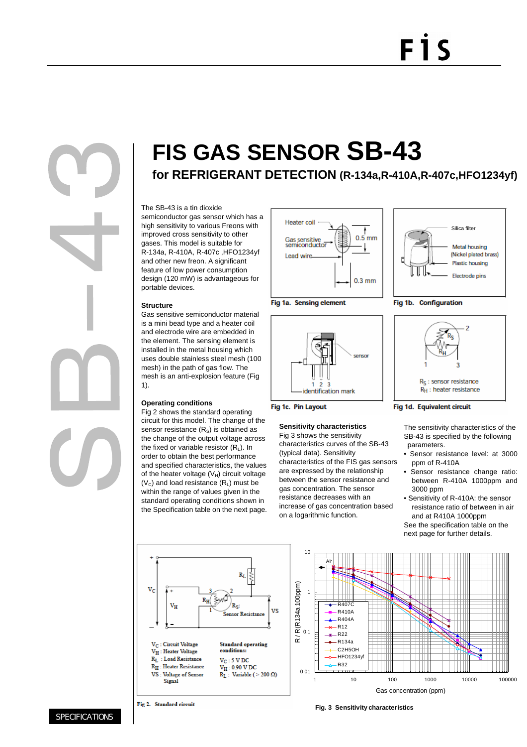# FIS GAS SENSOR SB-43

## for REFRIGERANT DETECTION (R-134a,R-410A,R-407c,HFO1234yf)

The SB-43 is a tin dioxide semiconductor gas sensor which has a high sensitivity to various Freons with improved cross sensitivity to other gases. This model is suitable for R-134a, R-410A, R-407c ,HFO1234yf and other new freon. A significant feature of low power consumption design (120 mW) is advantageous for portable devices.

### Structure

Gas sensitive semiconductor material is a mini bead type and a heater coil and electrode wire are embedded in the element. The sensing element is installed in the metal housing which uses double stainless steel mesh (100 mesh) in the path of gas flow. The mesh is an anti-explosion feature (Fig 1).

### Operating conditions

Fig 2 shows the standard operating circuit for this model. The change of the sensor resistance ($R_S$) is obtained as the change of the output voltage across the fixed or variable resistor ($R_L$). In order to obtain the best performance and specified characteristics, the values of the heater voltage ($V_H$) circuit voltage ($V_C$) and load resistance ($R_L$) must be within the range of values given in the standard operating conditions shown in the Specification table on the next page.

Fig 1a. Sensing element

Fig 1b. Configuration

Fig 1c. Pin Layout

Fig 1d. Equivalent circuit

### Sensitivity characteristics

Fig 3 shows the sensitivity characteristics curves of the SB-43 (typical data). Sensitivity characteristics of the FIS gas sensors are expressed by the relationship between the sensor resistance and gas concentration. The sensor resistance decreases with an increase of gas concentration based on a logarithmic function.

The sensitivity characteristics of the SB-43 is specified by the following parameters.

- Sensor resistance level: at 3000 ppm of R-410A
- Sensor resistance change ratio: between R-410A 1000ppm and 3000 ppm
- Sensitivity of R-410A: the sensor resistance ratio of between in air and at R410A 1000ppm

See the specification table on the next page for further details.

Fig 2. Standard circuit

Fig. 3 Sensitivity characteristics

SPECIFICATIONS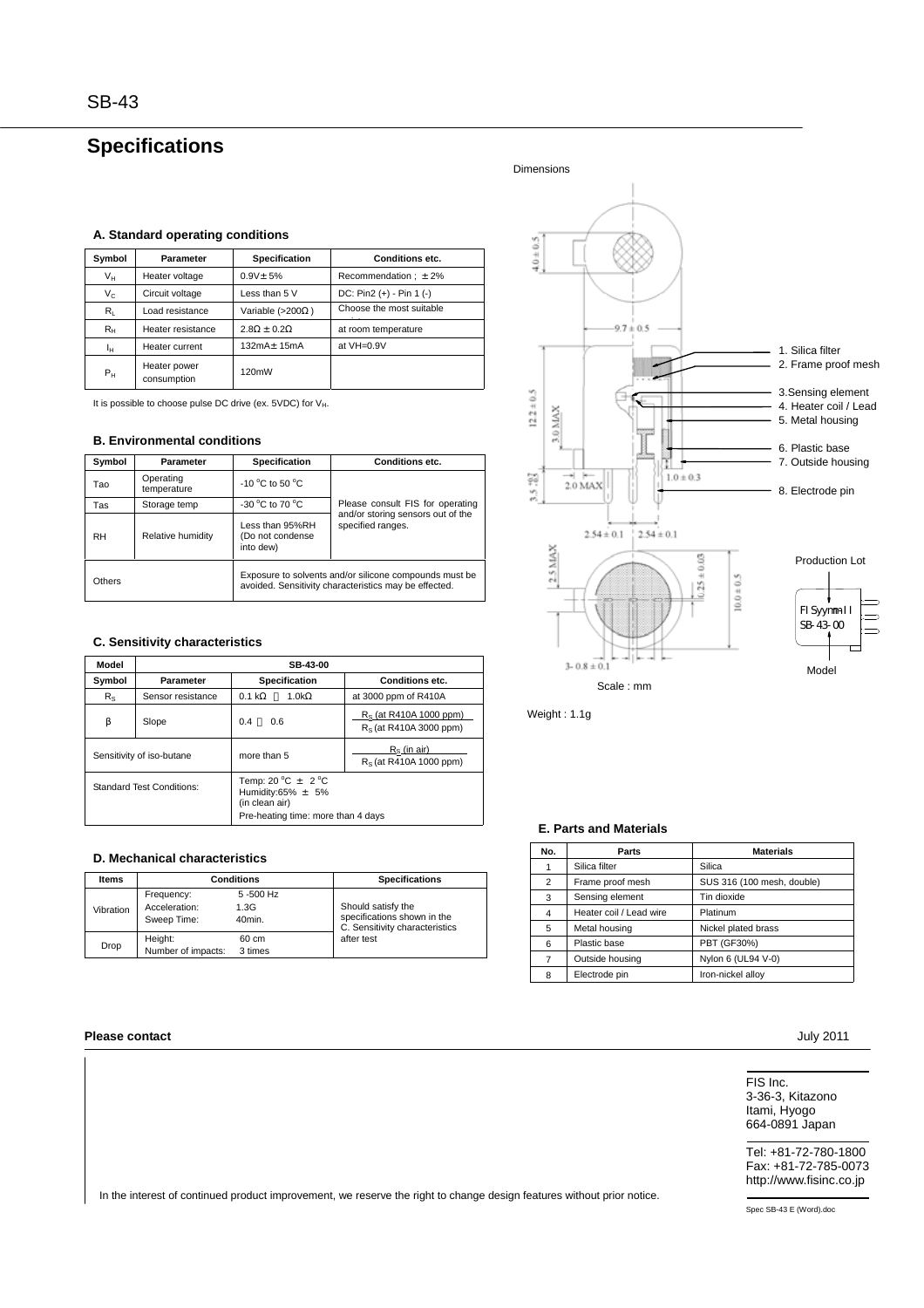SB-43

# Specifications

### A. Standard operating conditions

| Symbol | Parameter | Specification | Conditions etc. |
|---|---|---|---|
| $V_H$ | Heater voltage | 0.9V± 5% | Recommendation ; ± 2% |
| $V_C$ | Circuit voltage | Less than 5 V | DC: Pin2 (+) - Pin 1 (-) |
| $R_L$ | Load resistance | Variable (>200Ω ) | Choose the most suitable |
| $R_H$ | Heater resistance | 2.8Ω ± 0.2Ω | at room temperature |
| $I_H$ | Heater current | 132mA± 15mA | at VH=0.9V |
| $P_H$ | Heater power consumption | 120mW | |

It is possible to choose pulse DC drive (ex. 5VDC) for $V_H$.

### B. Environmental conditions

| Symbol | Parameter | Specification | Conditions etc. |
|---|---|---|---|
| Tao | Operating temperature | -10 °C to 50 °C | Please consult FIS for operating and/or storing sensors out of the specified ranges. |
| Tas | Storage temp | -30 °C to 70 °C | |
| RH | Relative humidity | Less than 95%RH (Do not condense into dew) | |
| Others | | Exposure to solvents and/or silicone compounds must be avoided. Sensitivity characteristics may be effected. | |

### C. Sensitivity characteristics

| Model | SB-43-00 | | |
|---|---|---|---|
| Symbol | Parameter | Specification | Conditions etc. |
| $R_S$ | Sensor resistance | 0.1 kΩ ～ 1.0kΩ | at 3000 ppm of R410A |
| β | Slope | 0.4 ～ 0.6 | $R_S$ (at R410A 1000 ppm) / $R_S$ (at R410A 3000 ppm) |
| Sensitivity of iso-butane | | more than 5 | $R_S$ (in air) / $R_S$ (at R410A 1000 ppm) |
| Standard Test Conditions: | | Temp: 20 °C ± 2 °C<br>Humidity:65% ± 5%<br>(in clean air)<br>Pre-heating time: more than 4 days | |

### D. Mechanical characteristics

| Items | Conditions | Specifications |
|---|---|---|
| Vibration | Frequency: 5 -500 Hz<br>Acceleration: 1.3G<br>Sweep Time: 40min. | Should satisfy the specifications shown in the C. Sensitivity characteristics after test |
| Drop | Height: 60 cm<br>Number of impacts: 3 times | |

Dimensions

4.0 ± 0.5
9.7 ± 0.5
12.2 ± 0.5
3.0 MAX
3.5 +0.2/-0.3
2.0 MAX
1.0 ± 0.3
2.54 ± 0.1
2.54 ± 0.1
2.5 MAX
0.25 ± 0.03
10.0 ± 0.5
3- 0.8 ± 0.1

1. Silica filter
2. Frame proof mesh
3.Sensing element
4. Heater coil / Lead
5. Metal housing
6. Plastic base
7. Outside housing
8. Electrode pin

Production Lot
FISyymmII
SB-43-00
Model

Scale : mm

Weight : 1.1g

### E. Parts and Materials

| No. | Parts | Materials |
|---|---|---|
| 1 | Silica filter | Silica |
| 2 | Frame proof mesh | SUS 316 (100 mesh, double) |
| 3 | Sensing element | Tin dioxide |
| 4 | Heater coil / Lead wire | Platinum |
| 5 | Metal housing | Nickel plated brass |
| 6 | Plastic base | PBT (GF30%) |
| 7 | Outside housing | Nylon 6 (UL94 V-0) |
| 8 | Electrode pin | Iron-nickel alloy |

**Please contact**

July 2011

FIS Inc.
3-36-3, Kitazono
Itami, Hyogo
664-0891 Japan

Tel: +81-72-780-1800
Fax: +81-72-785-0073
http://www.fisinc.co.jp

In the interest of continued product improvement, we reserve the right to change design features without prior notice.

Spec SB-43 E (Word).doc